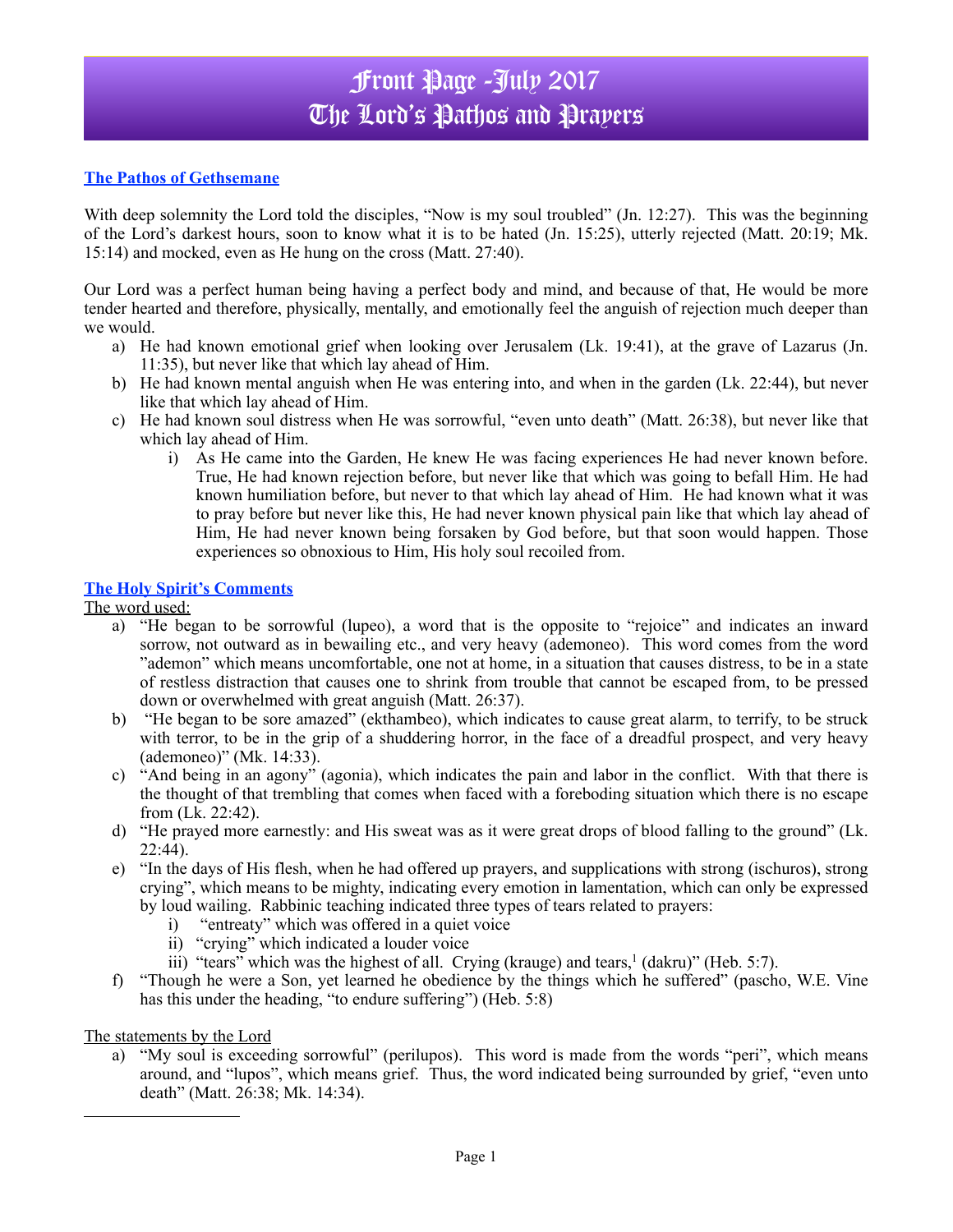# Front Page -July 2017
# The Lord's Pathos and Prayers

## The Pathos of Gethsemane

With deep solemnity the Lord told the disciples, "Now is my soul troubled" (Jn. 12:27). This was the beginning of the Lord's darkest hours, soon to know what it is to be hated (Jn. 15:25), utterly rejected (Matt. 20:19; Mk. 15:14) and mocked, even as He hung on the cross (Matt. 27:40).

Our Lord was a perfect human being having a perfect body and mind, and because of that, He would be more tender hearted and therefore, physically, mentally, and emotionally feel the anguish of rejection much deeper than we would.

- a) He had known emotional grief when looking over Jerusalem (Lk. 19:41), at the grave of Lazarus (Jn. 11:35), but never like that which lay ahead of Him.
- b) He had known mental anguish when He was entering into, and when in the garden (Lk. 22:44), but never like that which lay ahead of Him.
- c) He had known soul distress when He was sorrowful, "even unto death" (Matt. 26:38), but never like that which lay ahead of Him.
    - i) As He came into the Garden, He knew He was facing experiences He had never known before. True, He had known rejection before, but never like that which was going to befall Him. He had known humiliation before, but never to that which lay ahead of Him. He had known what it was to pray before but never like this, He had never known physical pain like that which lay ahead of Him, He had never known being forsaken by God before, but that soon would happen. Those experiences so obnoxious to Him, His holy soul recoiled from.

## The Holy Spirit's Comments

The word used:

- a) "He began to be sorrowful (lupeo), a word that is the opposite to "rejoice" and indicates an inward sorrow, not outward as in bewailing etc., and very heavy (ademoneo). This word comes from the word "ademon" which means uncomfortable, one not at home, in a situation that causes distress, to be in a state of restless distraction that causes one to shrink from trouble that cannot be escaped from, to be pressed down or overwhelmed with great anguish (Matt. 26:37).
- b) "He began to be sore amazed" (ekthambeo), which indicates to cause great alarm, to terrify, to be struck with terror, to be in the grip of a shuddering horror, in the face of a dreadful prospect, and very heavy (ademoneo)" (Mk. 14:33).
- c) "And being in an agony" (agonia), which indicates the pain and labor in the conflict. With that there is the thought of that trembling that comes when faced with a foreboding situation which there is no escape from (Lk. 22:42).
- d) "He prayed more earnestly: and His sweat was as it were great drops of blood falling to the ground" (Lk. 22:44).
- e) "In the days of His flesh, when he had offered up prayers, and supplications with strong (ischuros), strong crying", which means to be mighty, indicating every emotion in lamentation, which can only be expressed by loud wailing. Rabbinic teaching indicated three types of tears related to prayers:
    - i) "entreaty" which was offered in a quiet voice
    - ii) "crying" which indicated a louder voice
    - iii) "tears" which was the highest of all. Crying (krauge) and tears,[1] (dakru)" (Heb. 5:7).
- f) "Though he were a Son, yet learned he obedience by the things which he suffered" (pascho, W.E. Vine has this under the heading, "to endure suffering") (Heb. 5:8)

The statements by the Lord

- a) "My soul is exceeding sorrowful" (perilupos). This word is made from the words "peri", which means around, and "lupos", which means grief. Thus, the word indicated being surrounded by grief, "even unto death" (Matt. 26:38; Mk. 14:34).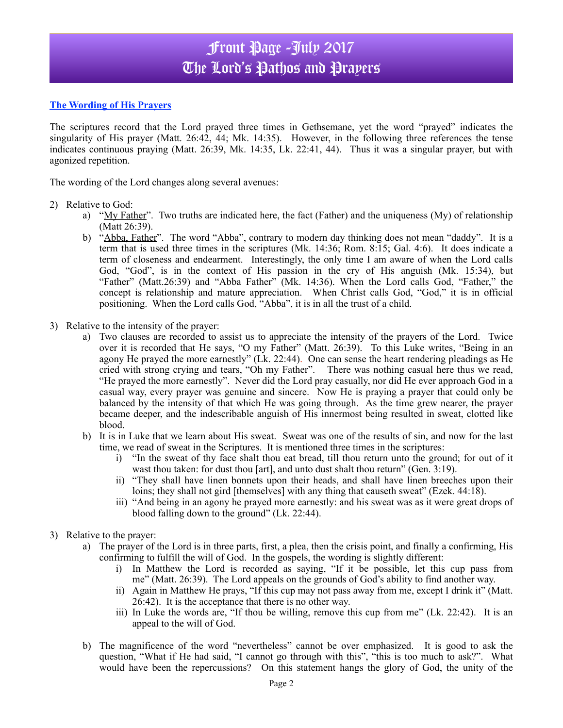# Front Page -July 2017
# The Lord's Pathos and Prayers

**The Wording of His Prayers**

The scriptures record that the Lord prayed three times in Gethsemane, yet the word "prayed" indicates the singularity of His prayer (Matt. 26:42, 44; Mk. 14:35). However, in the following three references the tense indicates continuous praying (Matt. 26:39, Mk. 14:35, Lk. 22:41, 44). Thus it was a singular prayer, but with agonized repetition.

The wording of the Lord changes along several avenues:

2) Relative to God:
   a) "My Father". Two truths are indicated here, the fact (Father) and the uniqueness (My) of relationship (Matt 26:39).
   b) "Abba, Father". The word "Abba", contrary to modern day thinking does not mean "daddy". It is a term that is used three times in the scriptures (Mk. 14:36; Rom. 8:15; Gal. 4:6). It does indicate a term of closeness and endearment. Interestingly, the only time I am aware of when the Lord calls God, "God", is in the context of His passion in the cry of His anguish (Mk. 15:34), but "Father" (Matt.26:39) and "Abba Father" (Mk. 14:36). When the Lord calls God, "Father," the concept is relationship and mature appreciation. When Christ calls God, "God," it is in official positioning. When the Lord calls God, "Abba", it is in all the trust of a child.

3) Relative to the intensity of the prayer:
   a) Two clauses are recorded to assist us to appreciate the intensity of the prayers of the Lord. Twice over it is recorded that He says, "O my Father" (Matt. 26:39). To this Luke writes, "Being in an agony He prayed the more earnestly" (Lk. 22:44). One can sense the heart rendering pleadings as He cried with strong crying and tears, "Oh my Father". There was nothing casual here thus we read, "He prayed the more earnestly". Never did the Lord pray casually, nor did He ever approach God in a casual way, every prayer was genuine and sincere. Now He is praying a prayer that could only be balanced by the intensity of that which He was going through. As the time grew nearer, the prayer became deeper, and the indescribable anguish of His innermost being resulted in sweat, clotted like blood.
   b) It is in Luke that we learn about His sweat. Sweat was one of the results of sin, and now for the last time, we read of sweat in the Scriptures. It is mentioned three times in the scriptures:
      i) "In the sweat of thy face shalt thou eat bread, till thou return unto the ground; for out of it wast thou taken: for dust thou [art], and unto dust shalt thou return" (Gen. 3:19).
      ii) "They shall have linen bonnets upon their heads, and shall have linen breeches upon their loins; they shall not gird [themselves] with any thing that causeth sweat" (Ezek. 44:18).
      iii) "And being in an agony he prayed more earnestly: and his sweat was as it were great drops of blood falling down to the ground" (Lk. 22:44).

3) Relative to the prayer:
   a) The prayer of the Lord is in three parts, first, a plea, then the crisis point, and finally a confirming, His confirming to fulfill the will of God. In the gospels, the wording is slightly different:
      i) In Matthew the Lord is recorded as saying, "If it be possible, let this cup pass from me" (Matt. 26:39). The Lord appeals on the grounds of God's ability to find another way.
      ii) Again in Matthew He prays, "If this cup may not pass away from me, except I drink it" (Matt. 26:42). It is the acceptance that there is no other way.
      iii) In Luke the words are, "If thou be willing, remove this cup from me" (Lk. 22:42). It is an appeal to the will of God.

   b) The magnificence of the word "nevertheless" cannot be over emphasized. It is good to ask the question, "What if He had said, "I cannot go through with this", "this is too much to ask?". What would have been the repercussions? On this statement hangs the glory of God, the unity of the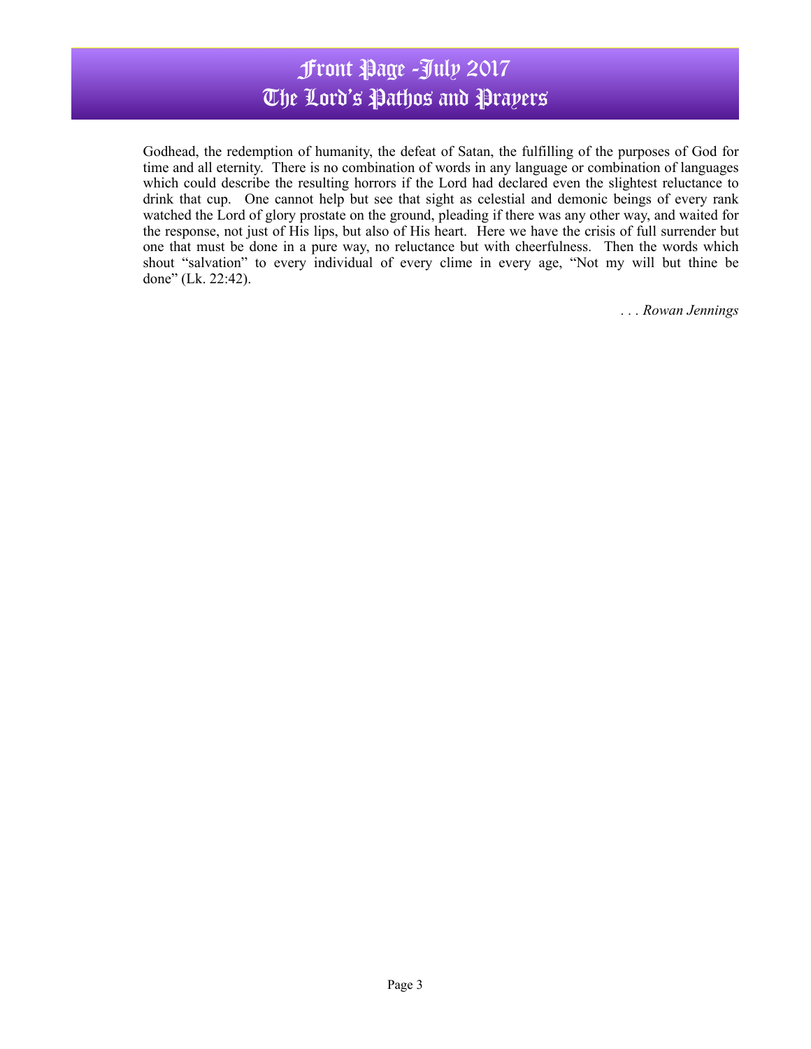Godhead, the redemption of humanity, the defeat of Satan, the fulfilling of the purposes of God for time and all eternity. There is no combination of words in any language or combination of languages which could describe the resulting horrors if the Lord had declared even the slightest reluctance to drink that cup. One cannot help but see that sight as celestial and demonic beings of every rank watched the Lord of glory prostate on the ground, pleading if there was any other way, and waited for the response, not just of His lips, but also of His heart. Here we have the crisis of full surrender but one that must be done in a pure way, no reluctance but with cheerfulness. Then the words which shout "salvation" to every individual of every clime in every age, "Not my will but thine be done" (Lk. 22:42).

*. . . Rowan Jennings*